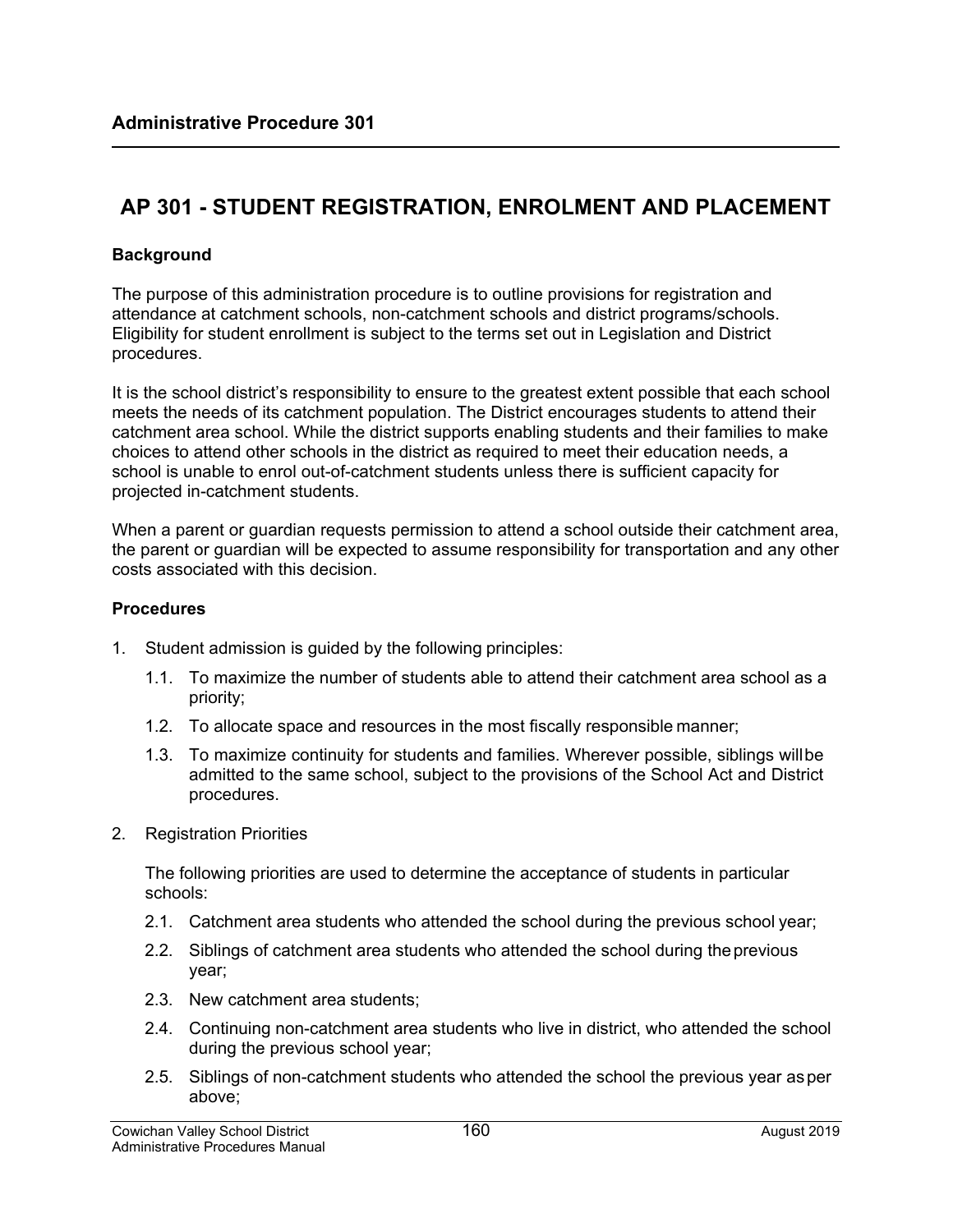**Administrative Procedure 301**

# AP 301 - STUDENT REGISTRATION, ENROLMENT AND PLACEMENT

### Background

The purpose of this administration procedure is to outline provisions for registration and attendance at catchment schools, non-catchment schools and district programs/schools. Eligibility for student enrollment is subject to the terms set out in Legislation and District procedures.

It is the school district's responsibility to ensure to the greatest extent possible that each school meets the needs of its catchment population. The District encourages students to attend their catchment area school. While the district supports enabling students and their families to make choices to attend other schools in the district as required to meet their education needs, a school is unable to enrol out-of-catchment students unless there is sufficient capacity for projected in-catchment students.

When a parent or guardian requests permission to attend a school outside their catchment area, the parent or guardian will be expected to assume responsibility for transportation and any other costs associated with this decision.

### Procedures

1. Student admission is guided by the following principles:
   - 1.1. To maximize the number of students able to attend their catchment area school as a priority;
   - 1.2. To allocate space and resources in the most fiscally responsible manner;
   - 1.3. To maximize continuity for students and families. Wherever possible, siblings will be admitted to the same school, subject to the provisions of the School Act and District procedures.
2. Registration Priorities

   The following priorities are used to determine the acceptance of students in particular schools:
   - 2.1. Catchment area students who attended the school during the previous school year;
   - 2.2. Siblings of catchment area students who attended the school during the previous year;
   - 2.3. New catchment area students;
   - 2.4. Continuing non-catchment area students who live in district, who attended the school during the previous school year;
   - 2.5. Siblings of non-catchment students who attended the school the previous year as per above;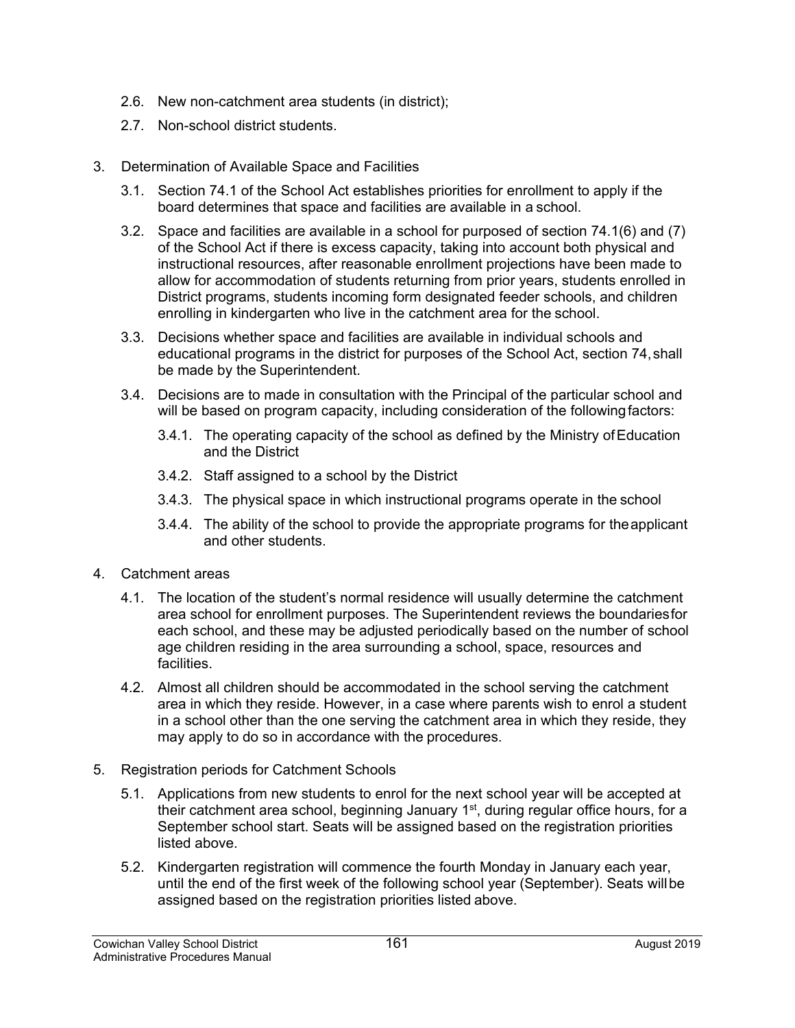2.6. New non-catchment area students (in district);

2.7. Non-school district students.

3. Determination of Available Space and Facilities

   3.1. Section 74.1 of the School Act establishes priorities for enrollment to apply if the board determines that space and facilities are available in a school.

   3.2. Space and facilities are available in a school for purposed of section 74.1(6) and (7) of the School Act if there is excess capacity, taking into account both physical and instructional resources, after reasonable enrollment projections have been made to allow for accommodation of students returning from prior years, students enrolled in District programs, students incoming form designated feeder schools, and children enrolling in kindergarten who live in the catchment area for the school.

   3.3. Decisions whether space and facilities are available in individual schools and educational programs in the district for purposes of the School Act, section 74, shall be made by the Superintendent.

   3.4. Decisions are to made in consultation with the Principal of the particular school and will be based on program capacity, including consideration of the following factors:

      3.4.1. The operating capacity of the school as defined by the Ministry of Education and the District

      3.4.2. Staff assigned to a school by the District

      3.4.3. The physical space in which instructional programs operate in the school

      3.4.4. The ability of the school to provide the appropriate programs for the applicant and other students.

4. Catchment areas

   4.1. The location of the student's normal residence will usually determine the catchment area school for enrollment purposes. The Superintendent reviews the boundaries for each school, and these may be adjusted periodically based on the number of school age children residing in the area surrounding a school, space, resources and facilities.

   4.2. Almost all children should be accommodated in the school serving the catchment area in which they reside. However, in a case where parents wish to enrol a student in a school other than the one serving the catchment area in which they reside, they may apply to do so in accordance with the procedures.

5. Registration periods for Catchment Schools

   5.1. Applications from new students to enrol for the next school year will be accepted at their catchment area school, beginning January 1st, during regular office hours, for a September school start. Seats will be assigned based on the registration priorities listed above.

   5.2. Kindergarten registration will commence the fourth Monday in January each year, until the end of the first week of the following school year (September). Seats will be assigned based on the registration priorities listed above.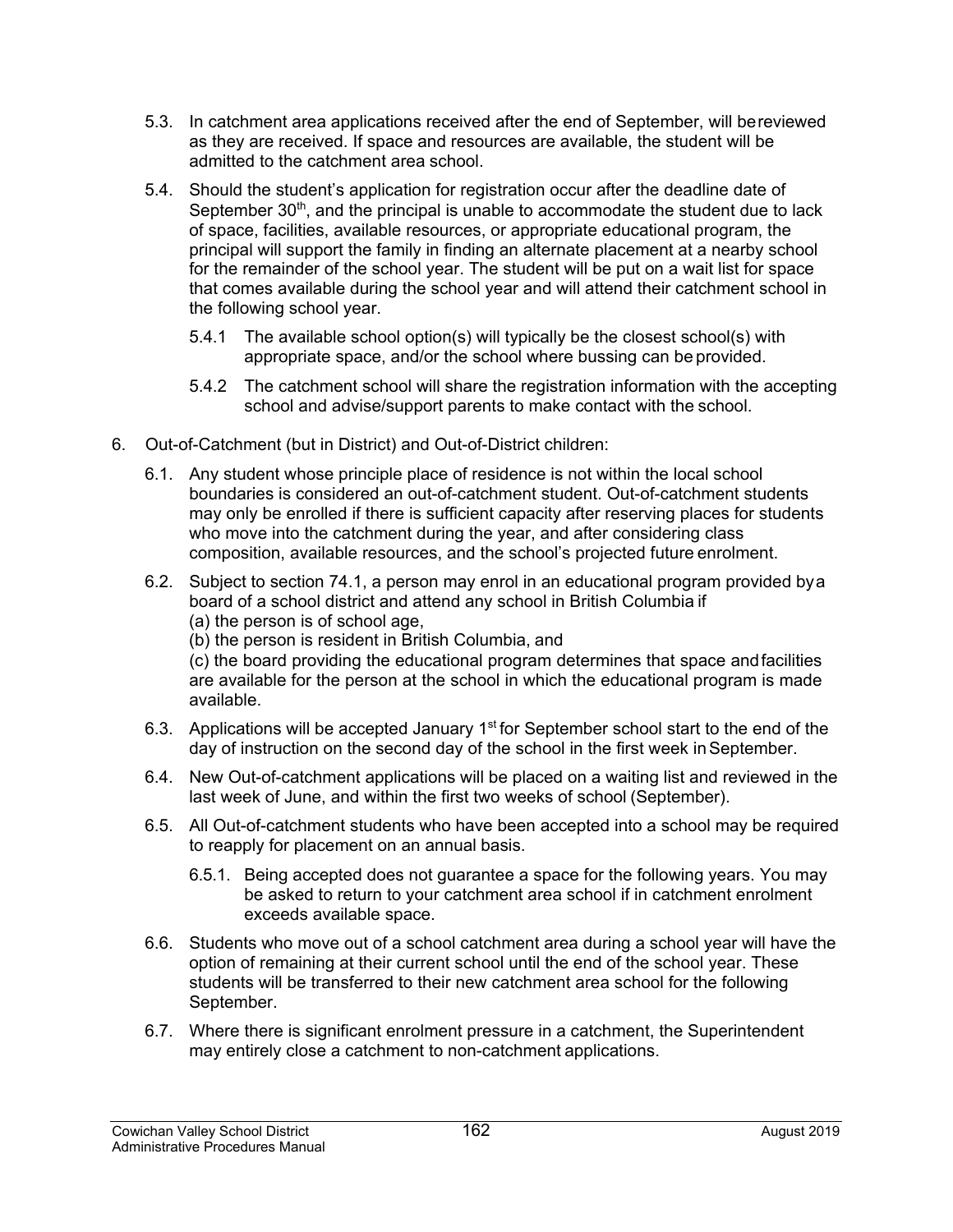5.3. In catchment area applications received after the end of September, will be reviewed as they are received. If space and resources are available, the student will be admitted to the catchment area school.

5.4. Should the student's application for registration occur after the deadline date of September 30th, and the principal is unable to accommodate the student due to lack of space, facilities, available resources, or appropriate educational program, the principal will support the family in finding an alternate placement at a nearby school for the remainder of the school year. The student will be put on a wait list for space that comes available during the school year and will attend their catchment school in the following school year.

5.4.1 The available school option(s) will typically be the closest school(s) with appropriate space, and/or the school where bussing can be provided.

5.4.2 The catchment school will share the registration information with the accepting school and advise/support parents to make contact with the school.

6. Out-of-Catchment (but in District) and Out-of-District children:

6.1. Any student whose principle place of residence is not within the local school boundaries is considered an out-of-catchment student. Out-of-catchment students may only be enrolled if there is sufficient capacity after reserving places for students who move into the catchment during the year, and after considering class composition, available resources, and the school's projected future enrolment.

6.2. Subject to section 74.1, a person may enrol in an educational program provided by a board of a school district and attend any school in British Columbia if
(a) the person is of school age,
(b) the person is resident in British Columbia, and
(c) the board providing the educational program determines that space and facilities are available for the person at the school in which the educational program is made available.

6.3. Applications will be accepted January 1st for September school start to the end of the day of instruction on the second day of the school in the first week in September.

6.4. New Out-of-catchment applications will be placed on a waiting list and reviewed in the last week of June, and within the first two weeks of school (September).

6.5. All Out-of-catchment students who have been accepted into a school may be required to reapply for placement on an annual basis.

6.5.1. Being accepted does not guarantee a space for the following years. You may be asked to return to your catchment area school if in catchment enrolment exceeds available space.

6.6. Students who move out of a school catchment area during a school year will have the option of remaining at their current school until the end of the school year. These students will be transferred to their new catchment area school for the following September.

6.7. Where there is significant enrolment pressure in a catchment, the Superintendent may entirely close a catchment to non-catchment applications.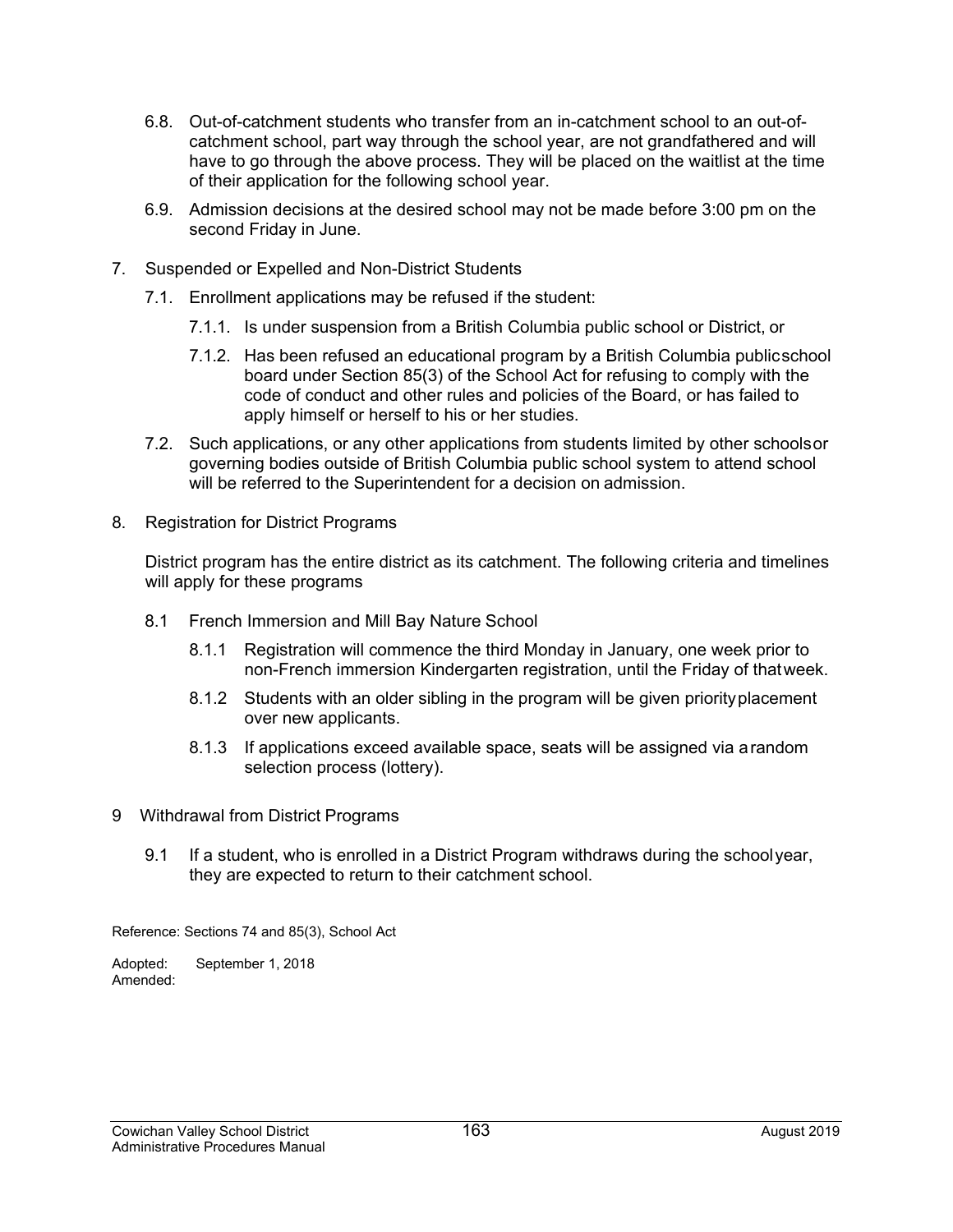6.8. Out-of-catchment students who transfer from an in-catchment school to an out-of-catchment school, part way through the school year, are not grandfathered and will have to go through the above process. They will be placed on the waitlist at the time of their application for the following school year.

6.9. Admission decisions at the desired school may not be made before 3:00 pm on the second Friday in June.

7. Suspended or Expelled and Non-District Students

   7.1. Enrollment applications may be refused if the student:

      7.1.1. Is under suspension from a British Columbia public school or District, or

      7.1.2. Has been refused an educational program by a British Columbia public school board under Section 85(3) of the School Act for refusing to comply with the code of conduct and other rules and policies of the Board, or has failed to apply himself or herself to his or her studies.

   7.2. Such applications, or any other applications from students limited by other schools or governing bodies outside of British Columbia public school system to attend school will be referred to the Superintendent for a decision on admission.

8. Registration for District Programs

   District program has the entire district as its catchment. The following criteria and timelines will apply for these programs

   8.1 French Immersion and Mill Bay Nature School

      8.1.1 Registration will commence the third Monday in January, one week prior to non-French immersion Kindergarten registration, until the Friday of that week.

      8.1.2 Students with an older sibling in the program will be given priority placement over new applicants.

      8.1.3 If applications exceed available space, seats will be assigned via a random selection process (lottery).

9 Withdrawal from District Programs

   9.1 If a student, who is enrolled in a District Program withdraws during the school year, they are expected to return to their catchment school.

Reference: Sections 74 and 85(3), School Act

Adopted: September 1, 2018
Amended: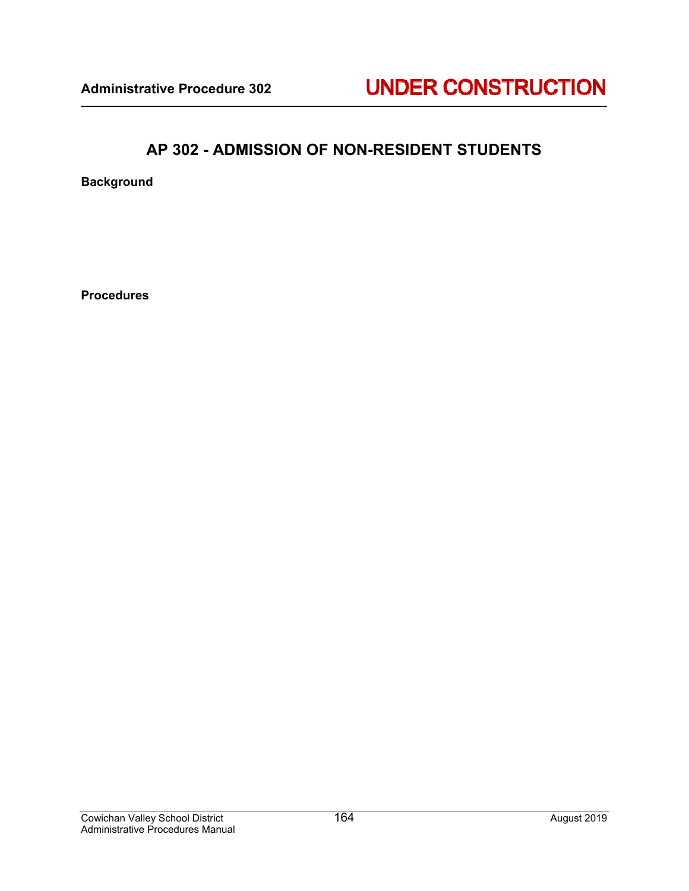# AP 302 - ADMISSION OF NON-RESIDENT STUDENTS

**Background**

**Procedures**